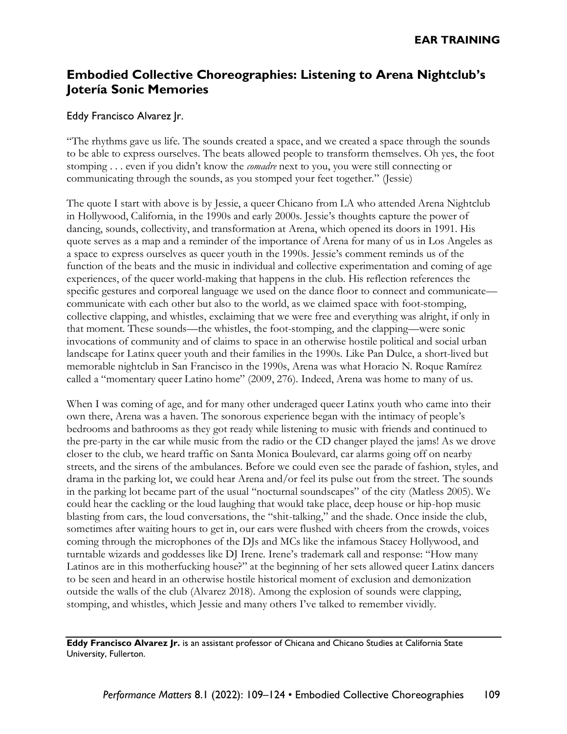# Embodied Collective Choreographies: Listening to Arena Nightclub's Jotería Sonic Memories

Eddy Francisco Alvarez Jr.

"The rhythms gave us life. The sounds created a space, and we created a space through the sounds to be able to express ourselves. The beats allowed people to transform themselves. Oh yes, the foot stomping . . . even if you didn't know the *comadre* next to you, you were still connecting or communicating through the sounds, as you stomped your feet together." (Jessie)

The quote I start with above is by Jessie, a queer Chicano from LA who attended Arena Nightclub in Hollywood, California, in the 1990s and early 2000s. Jessie's thoughts capture the power of dancing, sounds, collectivity, and transformation at Arena, which opened its doors in 1991. His quote serves as a map and a reminder of the importance of Arena for many of us in Los Angeles as a space to express ourselves as queer youth in the 1990s. Jessie's comment reminds us of the function of the beats and the music in individual and collective experimentation and coming of age experiences, of the queer world-making that happens in the club. His reflection references the specific gestures and corporeal language we used on the dance floor to connect and communicate—communicate with each other but also to the world, as we claimed space with foot-stomping, collective clapping, and whistles, exclaiming that we were free and everything was alright, if only in that moment. These sounds—the whistles, the foot-stomping, and the clapping—were sonic invocations of community and of claims to space in an otherwise hostile political and social urban landscape for Latinx queer youth and their families in the 1990s. Like Pan Dulce, a short-lived but memorable nightclub in San Francisco in the 1990s, Arena was what Horacio N. Roque Ramírez called a "momentary queer Latino home" (2009, 276). Indeed, Arena was home to many of us.

When I was coming of age, and for many other underaged queer Latinx youth who came into their own there, Arena was a haven. The sonorous experience began with the intimacy of people's bedrooms and bathrooms as they got ready while listening to music with friends and continued to the pre-party in the car while music from the radio or the CD changer played the jams! As we drove closer to the club, we heard traffic on Santa Monica Boulevard, car alarms going off on nearby streets, and the sirens of the ambulances. Before we could even see the parade of fashion, styles, and drama in the parking lot, we could hear Arena and/or feel its pulse out from the street. The sounds in the parking lot became part of the usual "nocturnal soundscapes" of the city (Matless 2005). We could hear the cackling or the loud laughing that would take place, deep house or hip-hop music blasting from cars, the loud conversations, the "shit-talking," and the shade. Once inside the club, sometimes after waiting hours to get in, our ears were flushed with cheers from the crowds, voices coming through the microphones of the DJs and MCs like the infamous Stacey Hollywood, and turntable wizards and goddesses like DJ Irene. Irene's trademark call and response: "How many Latinos are in this motherfucking house?" at the beginning of her sets allowed queer Latinx dancers to be seen and heard in an otherwise hostile historical moment of exclusion and demonization outside the walls of the club (Alvarez 2018). Among the explosion of sounds were clapping, stomping, and whistles, which Jessie and many others I've talked to remember vividly.

---

**Eddy Francisco Alvarez Jr.** is an assistant professor of Chicana and Chicano Studies at California State University, Fullerton.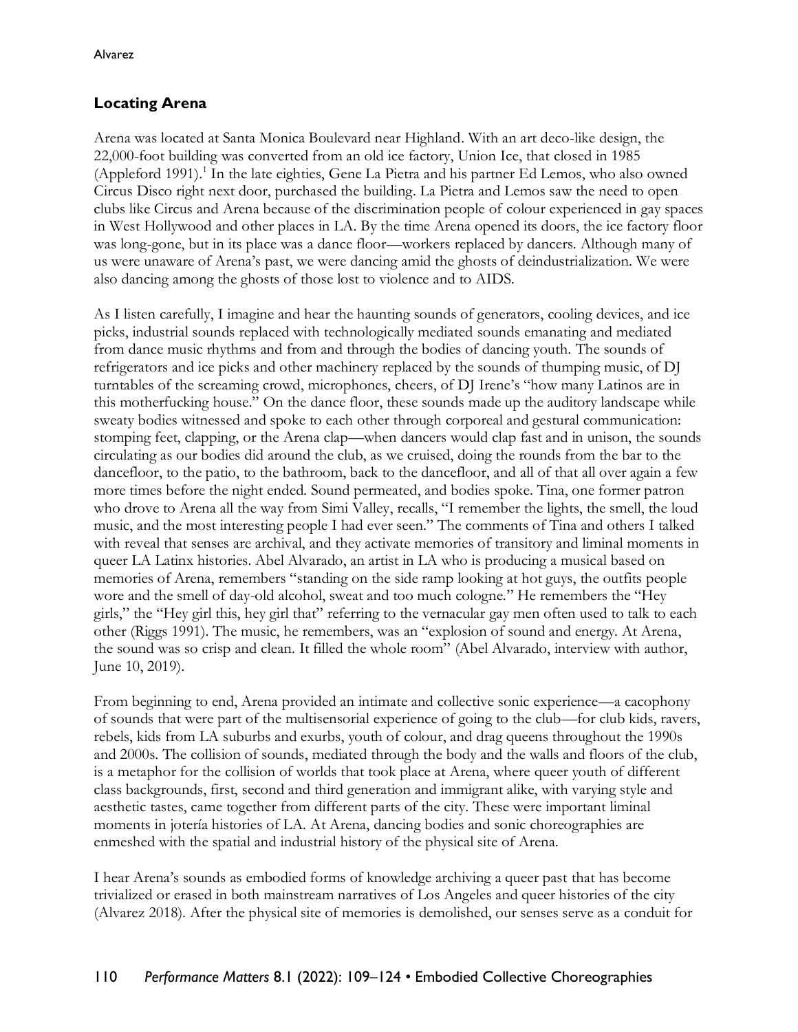## Locating Arena

Arena was located at Santa Monica Boulevard near Highland. With an art deco-like design, the 22,000-foot building was converted from an old ice factory, Union Ice, that closed in 1985 (Appleford 1991).[1] In the late eighties, Gene La Pietra and his partner Ed Lemos, who also owned Circus Disco right next door, purchased the building. La Pietra and Lemos saw the need to open clubs like Circus and Arena because of the discrimination people of colour experienced in gay spaces in West Hollywood and other places in LA. By the time Arena opened its doors, the ice factory floor was long-gone, but in its place was a dance floor—workers replaced by dancers. Although many of us were unaware of Arena's past, we were dancing amid the ghosts of deindustrialization. We were also dancing among the ghosts of those lost to violence and to AIDS.

As I listen carefully, I imagine and hear the haunting sounds of generators, cooling devices, and ice picks, industrial sounds replaced with technologically mediated sounds emanating and mediated from dance music rhythms and from and through the bodies of dancing youth. The sounds of refrigerators and ice picks and other machinery replaced by the sounds of thumping music, of DJ turntables of the screaming crowd, microphones, cheers, of DJ Irene's "how many Latinos are in this motherfucking house." On the dance floor, these sounds made up the auditory landscape while sweaty bodies witnessed and spoke to each other through corporeal and gestural communication: stomping feet, clapping, or the Arena clap—when dancers would clap fast and in unison, the sounds circulating as our bodies did around the club, as we cruised, doing the rounds from the bar to the dancefloor, to the patio, to the bathroom, back to the dancefloor, and all of that all over again a few more times before the night ended. Sound permeated, and bodies spoke. Tina, one former patron who drove to Arena all the way from Simi Valley, recalls, "I remember the lights, the smell, the loud music, and the most interesting people I had ever seen." The comments of Tina and others I talked with reveal that senses are archival, and they activate memories of transitory and liminal moments in queer LA Latinx histories. Abel Alvarado, an artist in LA who is producing a musical based on memories of Arena, remembers "standing on the side ramp looking at hot guys, the outfits people wore and the smell of day-old alcohol, sweat and too much cologne." He remembers the "Hey girls," the "Hey girl this, hey girl that" referring to the vernacular gay men often used to talk to each other (Riggs 1991). The music, he remembers, was an "explosion of sound and energy. At Arena, the sound was so crisp and clean. It filled the whole room" (Abel Alvarado, interview with author, June 10, 2019).

From beginning to end, Arena provided an intimate and collective sonic experience—a cacophony of sounds that were part of the multisensorial experience of going to the club—for club kids, ravers, rebels, kids from LA suburbs and exurbs, youth of colour, and drag queens throughout the 1990s and 2000s. The collision of sounds, mediated through the body and the walls and floors of the club, is a metaphor for the collision of worlds that took place at Arena, where queer youth of different class backgrounds, first, second and third generation and immigrant alike, with varying style and aesthetic tastes, came together from different parts of the city. These were important liminal moments in jotería histories of LA. At Arena, dancing bodies and sonic choreographies are enmeshed with the spatial and industrial history of the physical site of Arena.

I hear Arena's sounds as embodied forms of knowledge archiving a queer past that has become trivialized or erased in both mainstream narratives of Los Angeles and queer histories of the city (Alvarez 2018). After the physical site of memories is demolished, our senses serve as a conduit for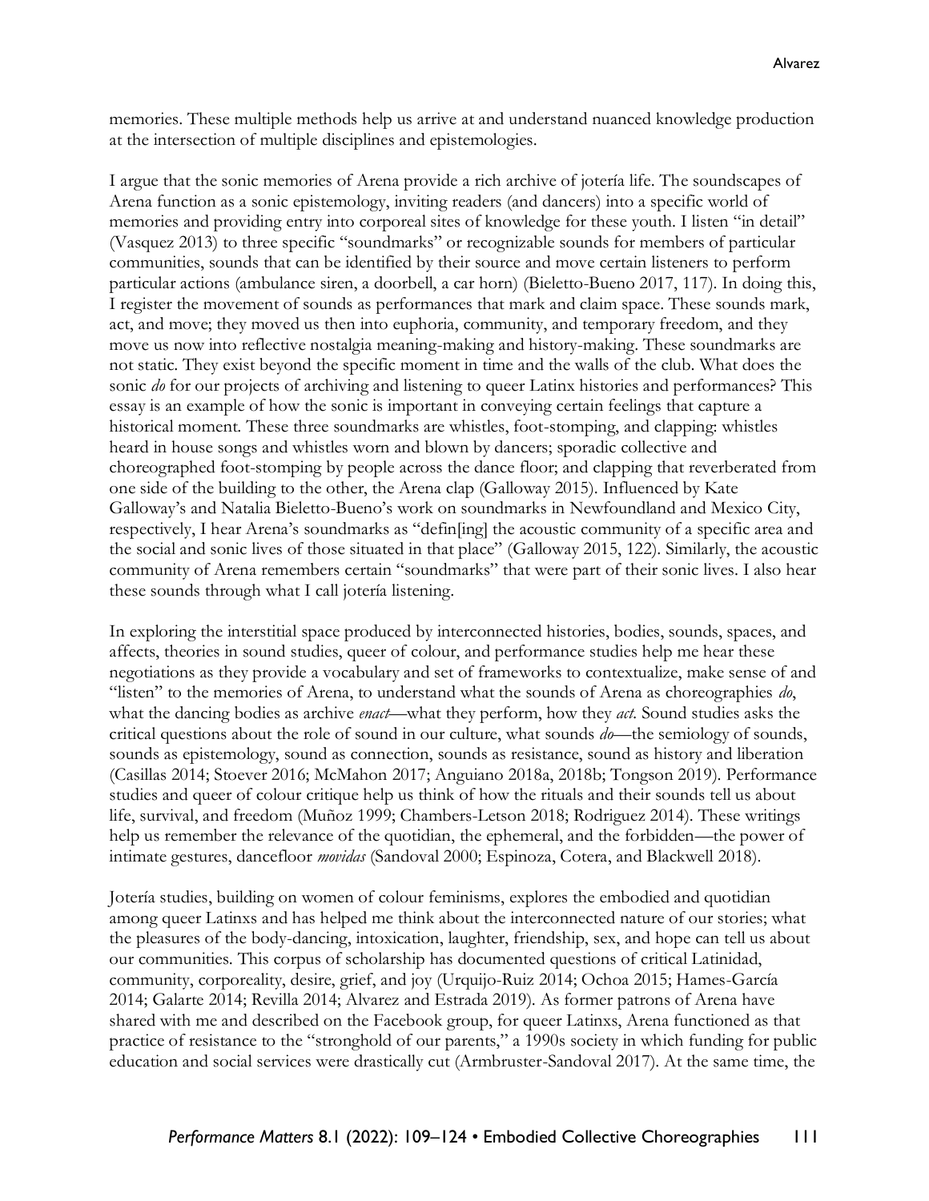memories. These multiple methods help us arrive at and understand nuanced knowledge production at the intersection of multiple disciplines and epistemologies.

I argue that the sonic memories of Arena provide a rich archive of jotería life. The soundscapes of Arena function as a sonic epistemology, inviting readers (and dancers) into a specific world of memories and providing entry into corporeal sites of knowledge for these youth. I listen "in detail" (Vasquez 2013) to three specific "soundmarks" or recognizable sounds for members of particular communities, sounds that can be identified by their source and move certain listeners to perform particular actions (ambulance siren, a doorbell, a car horn) (Bieletto-Bueno 2017, 117). In doing this, I register the movement of sounds as performances that mark and claim space. These sounds mark, act, and move; they moved us then into euphoria, community, and temporary freedom, and they move us now into reflective nostalgia meaning-making and history-making. These soundmarks are not static. They exist beyond the specific moment in time and the walls of the club. What does the sonic *do* for our projects of archiving and listening to queer Latinx histories and performances? This essay is an example of how the sonic is important in conveying certain feelings that capture a historical moment. These three soundmarks are whistles, foot-stomping, and clapping: whistles heard in house songs and whistles worn and blown by dancers; sporadic collective and choreographed foot-stomping by people across the dance floor; and clapping that reverberated from one side of the building to the other, the Arena clap (Galloway 2015). Influenced by Kate Galloway's and Natalia Bieletto-Bueno's work on soundmarks in Newfoundland and Mexico City, respectively, I hear Arena's soundmarks as "defin[ing] the acoustic community of a specific area and the social and sonic lives of those situated in that place" (Galloway 2015, 122). Similarly, the acoustic community of Arena remembers certain "soundmarks" that were part of their sonic lives. I also hear these sounds through what I call jotería listening.

In exploring the interstitial space produced by interconnected histories, bodies, sounds, spaces, and affects, theories in sound studies, queer of colour, and performance studies help me hear these negotiations as they provide a vocabulary and set of frameworks to contextualize, make sense of and "listen" to the memories of Arena, to understand what the sounds of Arena as choreographies *do*, what the dancing bodies as archive *enact*—what they perform, how they *act*. Sound studies asks the critical questions about the role of sound in our culture, what sounds *do*—the semiology of sounds, sounds as epistemology, sound as connection, sounds as resistance, sound as history and liberation (Casillas 2014; Stoever 2016; McMahon 2017; Anguiano 2018a, 2018b; Tongson 2019). Performance studies and queer of colour critique help us think of how the rituals and their sounds tell us about life, survival, and freedom (Muñoz 1999; Chambers-Letson 2018; Rodriguez 2014). These writings help us remember the relevance of the quotidian, the ephemeral, and the forbidden—the power of intimate gestures, dancefloor *movidas* (Sandoval 2000; Espinoza, Cotera, and Blackwell 2018).

Jotería studies, building on women of colour feminisms, explores the embodied and quotidian among queer Latinxs and has helped me think about the interconnected nature of our stories; what the pleasures of the body-dancing, intoxication, laughter, friendship, sex, and hope can tell us about our communities. This corpus of scholarship has documented questions of critical Latinidad, community, corporeality, desire, grief, and joy (Urquijo-Ruiz 2014; Ochoa 2015; Hames-García 2014; Galarte 2014; Revilla 2014; Alvarez and Estrada 2019). As former patrons of Arena have shared with me and described on the Facebook group, for queer Latinxs, Arena functioned as that practice of resistance to the "stronghold of our parents," a 1990s society in which funding for public education and social services were drastically cut (Armbruster-Sandoval 2017). At the same time, the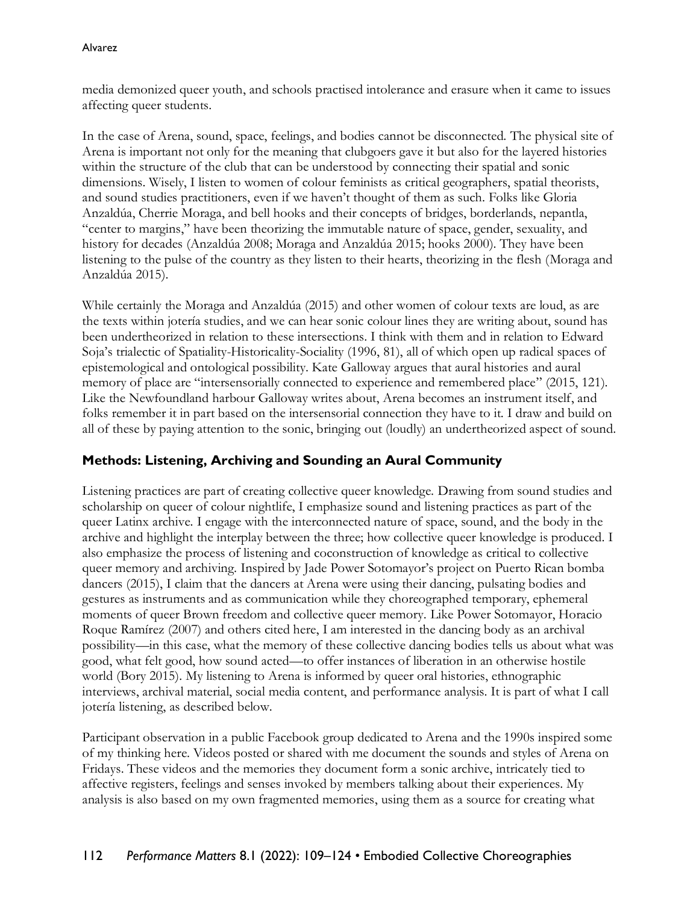media demonized queer youth, and schools practised intolerance and erasure when it came to issues affecting queer students.

In the case of Arena, sound, space, feelings, and bodies cannot be disconnected. The physical site of Arena is important not only for the meaning that clubgoers gave it but also for the layered histories within the structure of the club that can be understood by connecting their spatial and sonic dimensions. Wisely, I listen to women of colour feminists as critical geographers, spatial theorists, and sound studies practitioners, even if we haven't thought of them as such. Folks like Gloria Anzaldúa, Cherrie Moraga, and bell hooks and their concepts of bridges, borderlands, nepantla, "center to margins," have been theorizing the immutable nature of space, gender, sexuality, and history for decades (Anzaldúa 2008; Moraga and Anzaldúa 2015; hooks 2000). They have been listening to the pulse of the country as they listen to their hearts, theorizing in the flesh (Moraga and Anzaldúa 2015).

While certainly the Moraga and Anzaldúa (2015) and other women of colour texts are loud, as are the texts within jotería studies, and we can hear sonic colour lines they are writing about, sound has been undertheorized in relation to these intersections. I think with them and in relation to Edward Soja's trialectic of Spatiality-Historicality-Sociality (1996, 81), all of which open up radical spaces of epistemological and ontological possibility. Kate Galloway argues that aural histories and aural memory of place are "intersensorially connected to experience and remembered place" (2015, 121). Like the Newfoundland harbour Galloway writes about, Arena becomes an instrument itself, and folks remember it in part based on the intersensorial connection they have to it. I draw and build on all of these by paying attention to the sonic, bringing out (loudly) an undertheorized aspect of sound.

## Methods: Listening, Archiving and Sounding an Aural Community

Listening practices are part of creating collective queer knowledge. Drawing from sound studies and scholarship on queer of colour nightlife, I emphasize sound and listening practices as part of the queer Latinx archive. I engage with the interconnected nature of space, sound, and the body in the archive and highlight the interplay between the three; how collective queer knowledge is produced. I also emphasize the process of listening and coconstruction of knowledge as critical to collective queer memory and archiving. Inspired by Jade Power Sotomayor's project on Puerto Rican bomba dancers (2015), I claim that the dancers at Arena were using their dancing, pulsating bodies and gestures as instruments and as communication while they choreographed temporary, ephemeral moments of queer Brown freedom and collective queer memory. Like Power Sotomayor, Horacio Roque Ramírez (2007) and others cited here, I am interested in the dancing body as an archival possibility—in this case, what the memory of these collective dancing bodies tells us about what was good, what felt good, how sound acted—to offer instances of liberation in an otherwise hostile world (Bory 2015). My listening to Arena is informed by queer oral histories, ethnographic interviews, archival material, social media content, and performance analysis. It is part of what I call jotería listening, as described below.

Participant observation in a public Facebook group dedicated to Arena and the 1990s inspired some of my thinking here. Videos posted or shared with me document the sounds and styles of Arena on Fridays. These videos and the memories they document form a sonic archive, intricately tied to affective registers, feelings and senses invoked by members talking about their experiences. My analysis is also based on my own fragmented memories, using them as a source for creating what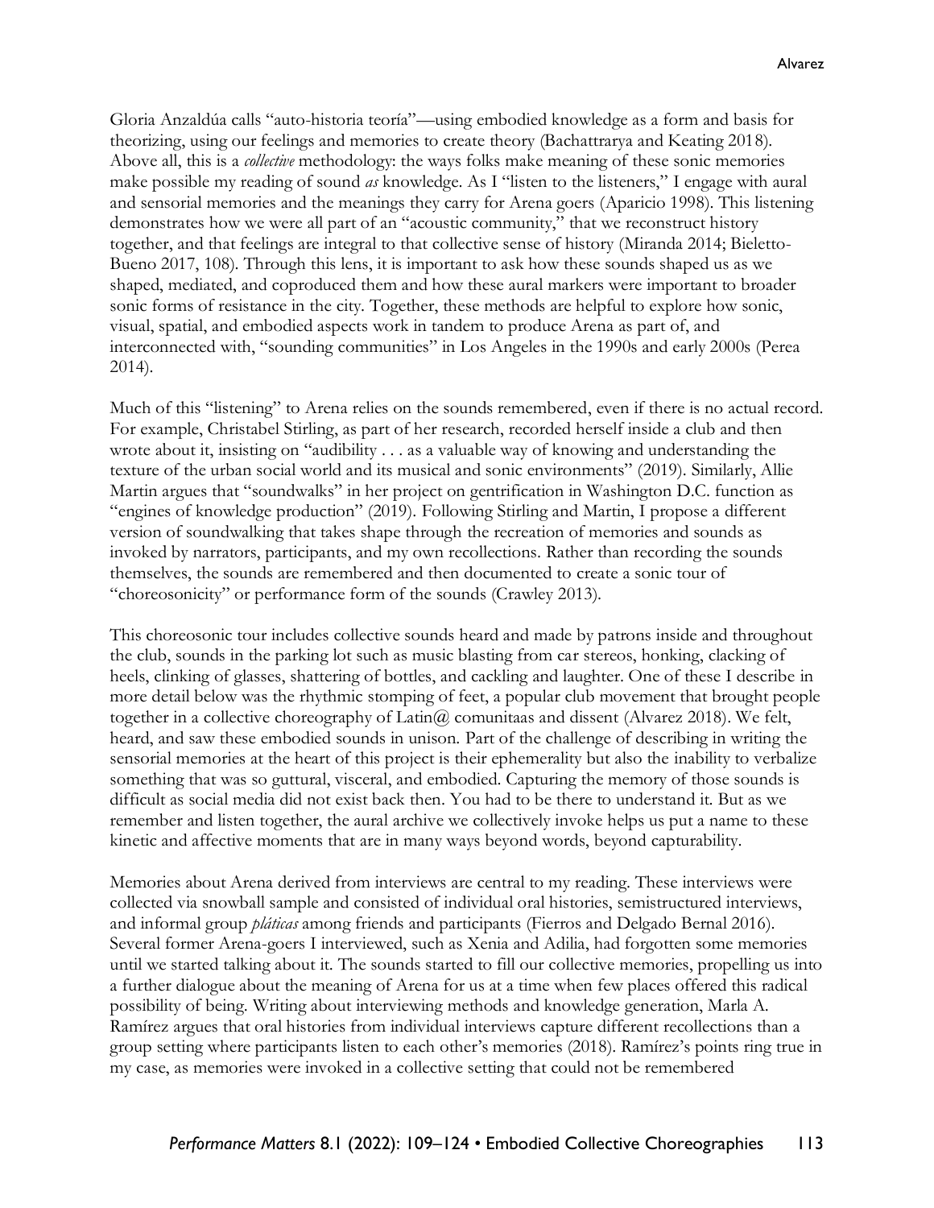Gloria Anzaldúa calls "auto-historia teoría"—using embodied knowledge as a form and basis for theorizing, using our feelings and memories to create theory (Bachattrarya and Keating 2018). Above all, this is a *collective* methodology: the ways folks make meaning of these sonic memories make possible my reading of sound *as* knowledge. As I "listen to the listeners," I engage with aural and sensorial memories and the meanings they carry for Arena goers (Aparicio 1998). This listening demonstrates how we were all part of an "acoustic community," that we reconstruct history together, and that feelings are integral to that collective sense of history (Miranda 2014; Bieletto-Bueno 2017, 108). Through this lens, it is important to ask how these sounds shaped us as we shaped, mediated, and coproduced them and how these aural markers were important to broader sonic forms of resistance in the city. Together, these methods are helpful to explore how sonic, visual, spatial, and embodied aspects work in tandem to produce Arena as part of, and interconnected with, "sounding communities" in Los Angeles in the 1990s and early 2000s (Perea 2014).

Much of this "listening" to Arena relies on the sounds remembered, even if there is no actual record. For example, Christabel Stirling, as part of her research, recorded herself inside a club and then wrote about it, insisting on "audibility . . . as a valuable way of knowing and understanding the texture of the urban social world and its musical and sonic environments" (2019). Similarly, Allie Martin argues that "soundwalks" in her project on gentrification in Washington D.C. function as "engines of knowledge production" (2019). Following Stirling and Martin, I propose a different version of soundwalking that takes shape through the recreation of memories and sounds as invoked by narrators, participants, and my own recollections. Rather than recording the sounds themselves, the sounds are remembered and then documented to create a sonic tour of "choreosonicity" or performance form of the sounds (Crawley 2013).

This choreosonic tour includes collective sounds heard and made by patrons inside and throughout the club, sounds in the parking lot such as music blasting from car stereos, honking, clacking of heels, clinking of glasses, shattering of bottles, and cackling and laughter. One of these I describe in more detail below was the rhythmic stomping of feet, a popular club movement that brought people together in a collective choreography of Latin@ comunitaas and dissent (Alvarez 2018). We felt, heard, and saw these embodied sounds in unison. Part of the challenge of describing in writing the sensorial memories at the heart of this project is their ephemerality but also the inability to verbalize something that was so guttural, visceral, and embodied. Capturing the memory of those sounds is difficult as social media did not exist back then. You had to be there to understand it. But as we remember and listen together, the aural archive we collectively invoke helps us put a name to these kinetic and affective moments that are in many ways beyond words, beyond capturability.

Memories about Arena derived from interviews are central to my reading. These interviews were collected via snowball sample and consisted of individual oral histories, semistructured interviews, and informal group *pláticas* among friends and participants (Fierros and Delgado Bernal 2016). Several former Arena-goers I interviewed, such as Xenia and Adilia, had forgotten some memories until we started talking about it. The sounds started to fill our collective memories, propelling us into a further dialogue about the meaning of Arena for us at a time when few places offered this radical possibility of being. Writing about interviewing methods and knowledge generation, Marla A. Ramírez argues that oral histories from individual interviews capture different recollections than a group setting where participants listen to each other's memories (2018). Ramírez's points ring true in my case, as memories were invoked in a collective setting that could not be remembered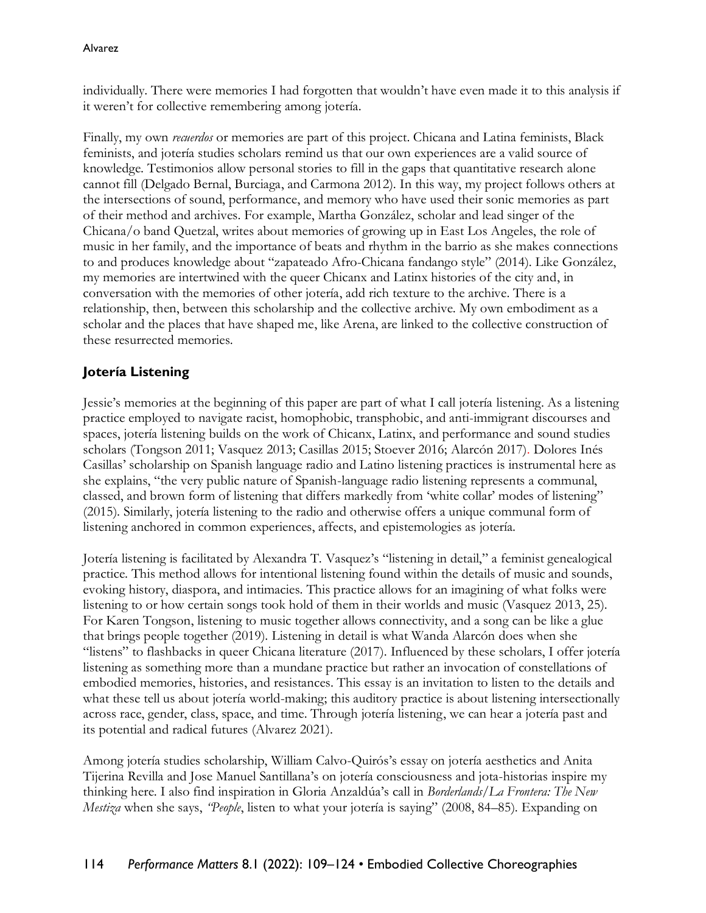individually. There were memories I had forgotten that wouldn't have even made it to this analysis if it weren't for collective remembering among jotería.

Finally, my own *recuerdos* or memories are part of this project. Chicana and Latina feminists, Black feminists, and jotería studies scholars remind us that our own experiences are a valid source of knowledge. Testimonios allow personal stories to fill in the gaps that quantitative research alone cannot fill (Delgado Bernal, Burciaga, and Carmona 2012). In this way, my project follows others at the intersections of sound, performance, and memory who have used their sonic memories as part of their method and archives. For example, Martha González, scholar and lead singer of the Chicana/o band Quetzal, writes about memories of growing up in East Los Angeles, the role of music in her family, and the importance of beats and rhythm in the barrio as she makes connections to and produces knowledge about "zapateado Afro-Chicana fandango style" (2014). Like González, my memories are intertwined with the queer Chicanx and Latinx histories of the city and, in conversation with the memories of other jotería, add rich texture to the archive. There is a relationship, then, between this scholarship and the collective archive. My own embodiment as a scholar and the places that have shaped me, like Arena, are linked to the collective construction of these resurrected memories.

## Jotería Listening

Jessie's memories at the beginning of this paper are part of what I call jotería listening. As a listening practice employed to navigate racist, homophobic, transphobic, and anti-immigrant discourses and spaces, jotería listening builds on the work of Chicanx, Latinx, and performance and sound studies scholars (Tongson 2011; Vasquez 2013; Casillas 2015; Stoever 2016; Alarcón 2017). Dolores Inés Casillas' scholarship on Spanish language radio and Latino listening practices is instrumental here as she explains, "the very public nature of Spanish-language radio listening represents a communal, classed, and brown form of listening that differs markedly from 'white collar' modes of listening" (2015). Similarly, jotería listening to the radio and otherwise offers a unique communal form of listening anchored in common experiences, affects, and epistemologies as jotería.

Jotería listening is facilitated by Alexandra T. Vasquez's "listening in detail," a feminist genealogical practice. This method allows for intentional listening found within the details of music and sounds, evoking history, diaspora, and intimacies. This practice allows for an imagining of what folks were listening to or how certain songs took hold of them in their worlds and music (Vasquez 2013, 25). For Karen Tongson, listening to music together allows connectivity, and a song can be like a glue that brings people together (2019). Listening in detail is what Wanda Alarcón does when she "listens" to flashbacks in queer Chicana literature (2017). Influenced by these scholars, I offer jotería listening as something more than a mundane practice but rather an invocation of constellations of embodied memories, histories, and resistances. This essay is an invitation to listen to the details and what these tell us about jotería world-making; this auditory practice is about listening intersectionally across race, gender, class, space, and time. Through jotería listening, we can hear a jotería past and its potential and radical futures (Alvarez 2021).

Among jotería studies scholarship, William Calvo-Quirós's essay on jotería aesthetics and Anita Tijerina Revilla and Jose Manuel Santillana's on jotería consciousness and jota-historias inspire my thinking here. I also find inspiration in Gloria Anzaldúa's call in *Borderlands/La Frontera: The New Mestiza* when she says, *"People*, listen to what your jotería is saying" (2008, 84–85). Expanding on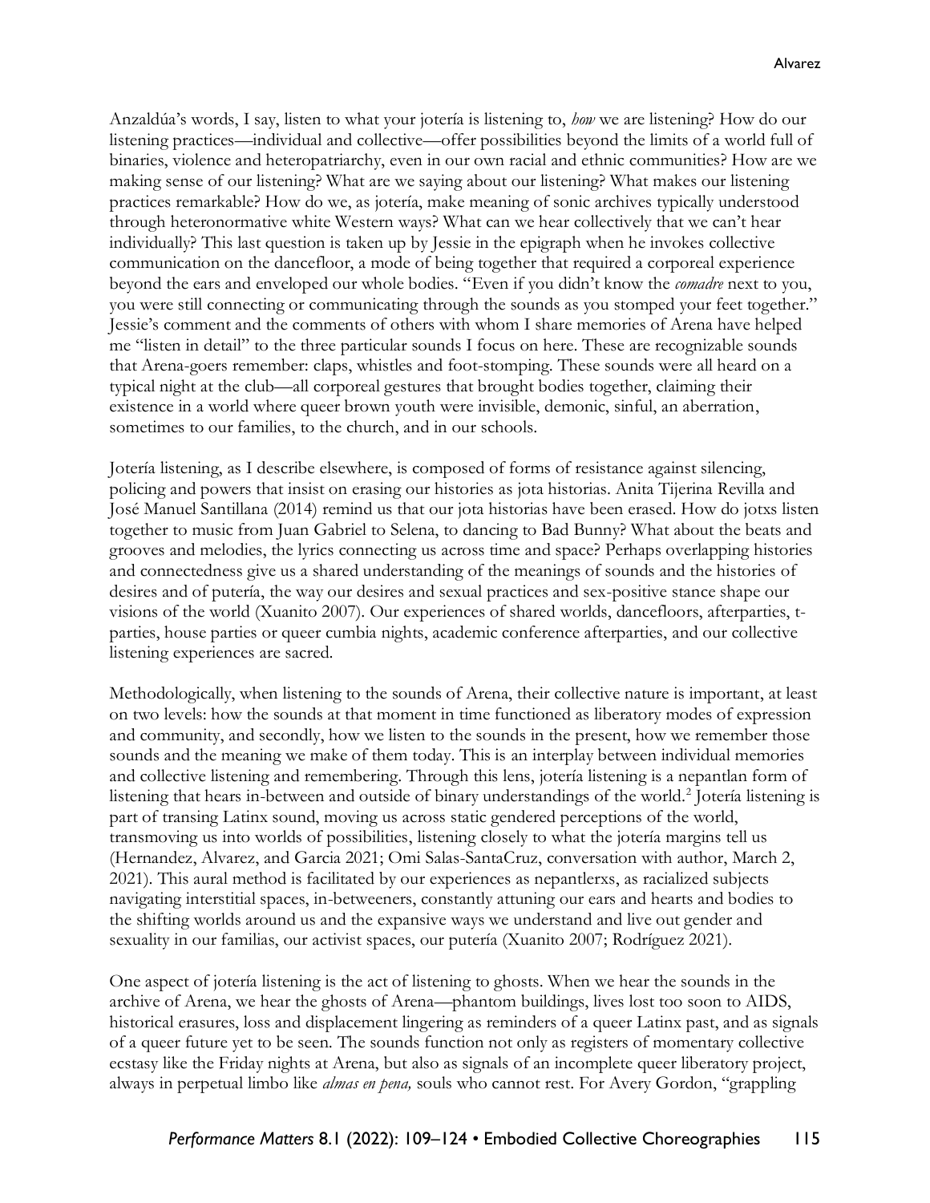Anzaldúa's words, I say, listen to what your jotería is listening to, *how* we are listening? How do our listening practices—individual and collective—offer possibilities beyond the limits of a world full of binaries, violence and heteropatriarchy, even in our own racial and ethnic communities? How are we making sense of our listening? What are we saying about our listening? What makes our listening practices remarkable? How do we, as jotería, make meaning of sonic archives typically understood through heteronormative white Western ways? What can we hear collectively that we can't hear individually? This last question is taken up by Jessie in the epigraph when he invokes collective communication on the dancefloor, a mode of being together that required a corporeal experience beyond the ears and enveloped our whole bodies. "Even if you didn't know the *comadre* next to you, you were still connecting or communicating through the sounds as you stomped your feet together." Jessie's comment and the comments of others with whom I share memories of Arena have helped me "listen in detail" to the three particular sounds I focus on here. These are recognizable sounds that Arena-goers remember: claps, whistles and foot-stomping. These sounds were all heard on a typical night at the club—all corporeal gestures that brought bodies together, claiming their existence in a world where queer brown youth were invisible, demonic, sinful, an aberration, sometimes to our families, to the church, and in our schools.

Jotería listening, as I describe elsewhere, is composed of forms of resistance against silencing, policing and powers that insist on erasing our histories as jota historias. Anita Tijerina Revilla and José Manuel Santillana (2014) remind us that our jota historias have been erased. How do jotxs listen together to music from Juan Gabriel to Selena, to dancing to Bad Bunny? What about the beats and grooves and melodies, the lyrics connecting us across time and space? Perhaps overlapping histories and connectedness give us a shared understanding of the meanings of sounds and the histories of desires and of putería, the way our desires and sexual practices and sex-positive stance shape our visions of the world (Xuanito 2007). Our experiences of shared worlds, dancefloors, afterparties, t-parties, house parties or queer cumbia nights, academic conference afterparties, and our collective listening experiences are sacred.

Methodologically, when listening to the sounds of Arena, their collective nature is important, at least on two levels: how the sounds at that moment in time functioned as liberatory modes of expression and community, and secondly, how we listen to the sounds in the present, how we remember those sounds and the meaning we make of them today. This is an interplay between individual memories and collective listening and remembering. Through this lens, jotería listening is a nepantlan form of listening that hears in-between and outside of binary understandings of the world.[2] Jotería listening is part of transing Latinx sound, moving us across static gendered perceptions of the world, transmoving us into worlds of possibilities, listening closely to what the jotería margins tell us (Hernandez, Alvarez, and Garcia 2021; Omi Salas-SantaCruz, conversation with author, March 2, 2021). This aural method is facilitated by our experiences as nepantlerxs, as racialized subjects navigating interstitial spaces, in-betweeners, constantly attuning our ears and hearts and bodies to the shifting worlds around us and the expansive ways we understand and live out gender and sexuality in our familias, our activist spaces, our putería (Xuanito 2007; Rodríguez 2021).

One aspect of jotería listening is the act of listening to ghosts. When we hear the sounds in the archive of Arena, we hear the ghosts of Arena—phantom buildings, lives lost too soon to AIDS, historical erasures, loss and displacement lingering as reminders of a queer Latinx past, and as signals of a queer future yet to be seen. The sounds function not only as registers of momentary collective ecstasy like the Friday nights at Arena, but also as signals of an incomplete queer liberatory project, always in perpetual limbo like *almas en pena,* souls who cannot rest. For Avery Gordon, "grappling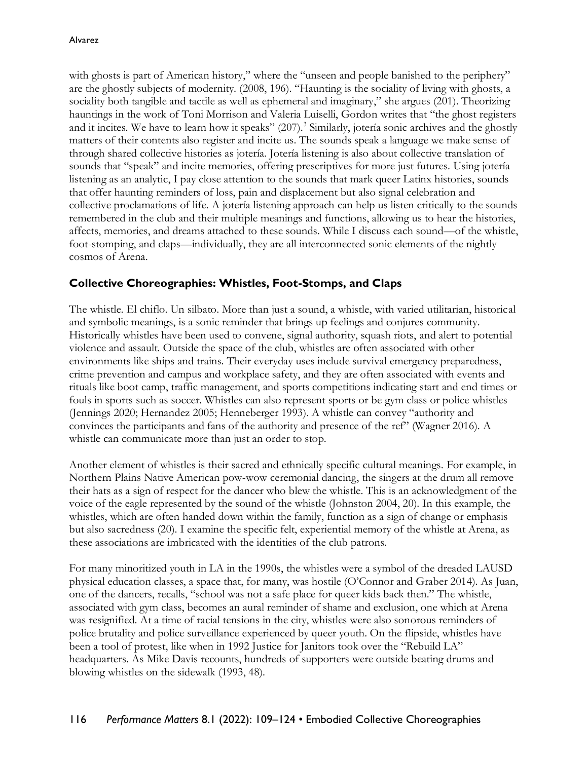with ghosts is part of American history," where the "unseen and people banished to the periphery" are the ghostly subjects of modernity. (2008, 196). "Haunting is the sociality of living with ghosts, a sociality both tangible and tactile as well as ephemeral and imaginary," she argues (201). Theorizing hauntings in the work of Toni Morrison and Valeria Luiselli, Gordon writes that "the ghost registers and it incites. We have to learn how it speaks" (207).[3] Similarly, jotería sonic archives and the ghostly matters of their contents also register and incite us. The sounds speak a language we make sense of through shared collective histories as jotería. Jotería listening is also about collective translation of sounds that "speak" and incite memories, offering prescriptives for more just futures. Using jotería listening as an analytic, I pay close attention to the sounds that mark queer Latinx histories, sounds that offer haunting reminders of loss, pain and displacement but also signal celebration and collective proclamations of life. A jotería listening approach can help us listen critically to the sounds remembered in the club and their multiple meanings and functions, allowing us to hear the histories, affects, memories, and dreams attached to these sounds. While I discuss each sound—of the whistle, foot-stomping, and claps—individually, they are all interconnected sonic elements of the nightly cosmos of Arena.

## Collective Choreographies: Whistles, Foot-Stomps, and Claps

The whistle. El chiflo. Un silbato. More than just a sound, a whistle, with varied utilitarian, historical and symbolic meanings, is a sonic reminder that brings up feelings and conjures community. Historically whistles have been used to convene, signal authority, squash riots, and alert to potential violence and assault. Outside the space of the club, whistles are often associated with other environments like ships and trains. Their everyday uses include survival emergency preparedness, crime prevention and campus and workplace safety, and they are often associated with events and rituals like boot camp, traffic management, and sports competitions indicating start and end times or fouls in sports such as soccer. Whistles can also represent sports or be gym class or police whistles (Jennings 2020; Hernandez 2005; Henneberger 1993). A whistle can convey "authority and convinces the participants and fans of the authority and presence of the ref" (Wagner 2016). A whistle can communicate more than just an order to stop.

Another element of whistles is their sacred and ethnically specific cultural meanings. For example, in Northern Plains Native American pow-wow ceremonial dancing, the singers at the drum all remove their hats as a sign of respect for the dancer who blew the whistle. This is an acknowledgment of the voice of the eagle represented by the sound of the whistle (Johnston 2004, 20). In this example, the whistles, which are often handed down within the family, function as a sign of change or emphasis but also sacredness (20). I examine the specific felt, experiential memory of the whistle at Arena, as these associations are imbricated with the identities of the club patrons.

For many minoritized youth in LA in the 1990s, the whistles were a symbol of the dreaded LAUSD physical education classes, a space that, for many, was hostile (O'Connor and Graber 2014). As Juan, one of the dancers, recalls, "school was not a safe place for queer kids back then." The whistle, associated with gym class, becomes an aural reminder of shame and exclusion, one which at Arena was resignified. At a time of racial tensions in the city, whistles were also sonorous reminders of police brutality and police surveillance experienced by queer youth. On the flipside, whistles have been a tool of protest, like when in 1992 Justice for Janitors took over the "Rebuild LA" headquarters. As Mike Davis recounts, hundreds of supporters were outside beating drums and blowing whistles on the sidewalk (1993, 48).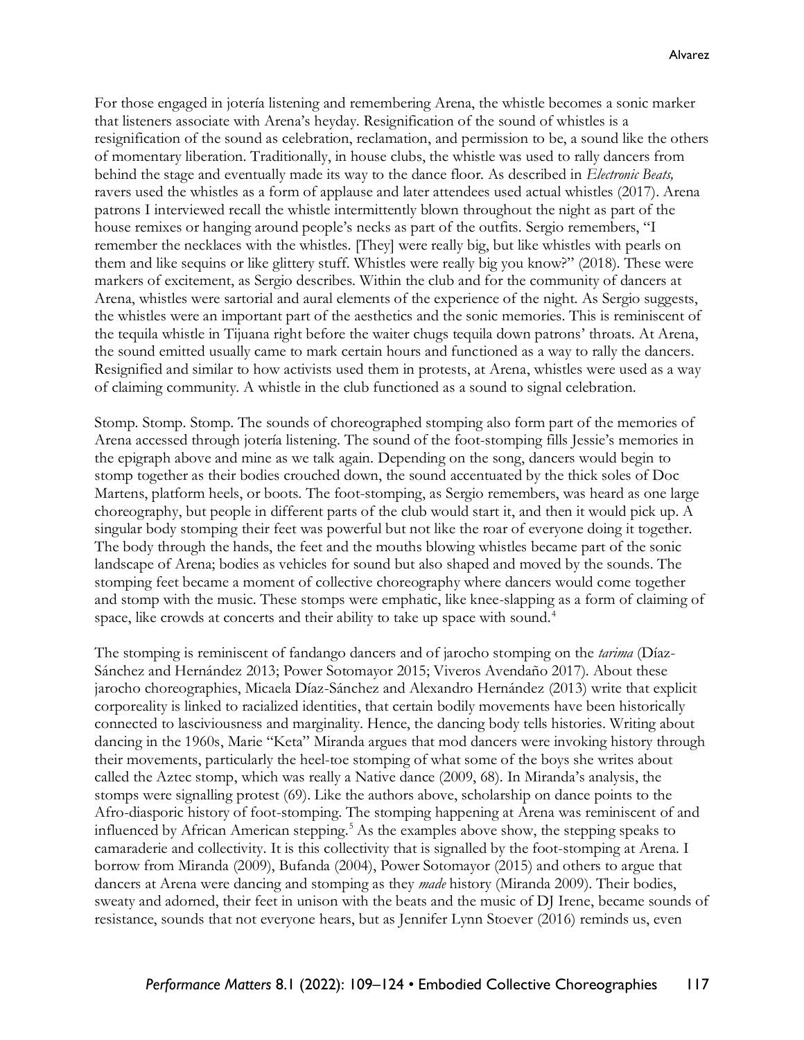For those engaged in jotería listening and remembering Arena, the whistle becomes a sonic marker that listeners associate with Arena's heyday. Resignification of the sound of whistles is a resignification of the sound as celebration, reclamation, and permission to be, a sound like the others of momentary liberation. Traditionally, in house clubs, the whistle was used to rally dancers from behind the stage and eventually made its way to the dance floor. As described in *Electronic Beats,* ravers used the whistles as a form of applause and later attendees used actual whistles (2017). Arena patrons I interviewed recall the whistle intermittently blown throughout the night as part of the house remixes or hanging around people's necks as part of the outfits. Sergio remembers, "I remember the necklaces with the whistles. [They] were really big, but like whistles with pearls on them and like sequins or like glittery stuff. Whistles were really big you know?" (2018). These were markers of excitement, as Sergio describes. Within the club and for the community of dancers at Arena, whistles were sartorial and aural elements of the experience of the night. As Sergio suggests, the whistles were an important part of the aesthetics and the sonic memories. This is reminiscent of the tequila whistle in Tijuana right before the waiter chugs tequila down patrons' throats. At Arena, the sound emitted usually came to mark certain hours and functioned as a way to rally the dancers. Resignified and similar to how activists used them in protests, at Arena, whistles were used as a way of claiming community. A whistle in the club functioned as a sound to signal celebration.

Stomp. Stomp. Stomp. The sounds of choreographed stomping also form part of the memories of Arena accessed through jotería listening. The sound of the foot-stomping fills Jessie's memories in the epigraph above and mine as we talk again. Depending on the song, dancers would begin to stomp together as their bodies crouched down, the sound accentuated by the thick soles of Doc Martens, platform heels, or boots. The foot-stomping, as Sergio remembers, was heard as one large choreography, but people in different parts of the club would start it, and then it would pick up. A singular body stomping their feet was powerful but not like the roar of everyone doing it together. The body through the hands, the feet and the mouths blowing whistles became part of the sonic landscape of Arena; bodies as vehicles for sound but also shaped and moved by the sounds. The stomping feet became a moment of collective choreography where dancers would come together and stomp with the music. These stomps were emphatic, like knee-slapping as a form of claiming of space, like crowds at concerts and their ability to take up space with sound.[4]

The stomping is reminiscent of fandango dancers and of jarocho stomping on the *tarima* (Díaz-Sánchez and Hernández 2013; Power Sotomayor 2015; Viveros Avendaño 2017). About these jarocho choreographies, Micaela Díaz-Sánchez and Alexandro Hernández (2013) write that explicit corporeality is linked to racialized identities, that certain bodily movements have been historically connected to lasciviousness and marginality. Hence, the dancing body tells histories. Writing about dancing in the 1960s, Marie "Keta" Miranda argues that mod dancers were invoking history through their movements, particularly the heel-toe stomping of what some of the boys she writes about called the Aztec stomp, which was really a Native dance (2009, 68). In Miranda's analysis, the stomps were signalling protest (69). Like the authors above, scholarship on dance points to the Afro-diasporic history of foot-stomping. The stomping happening at Arena was reminiscent of and influenced by African American stepping.[5] As the examples above show, the stepping speaks to camaraderie and collectivity. It is this collectivity that is signalled by the foot-stomping at Arena. I borrow from Miranda (2009), Bufanda (2004), Power Sotomayor (2015) and others to argue that dancers at Arena were dancing and stomping as they *made* history (Miranda 2009). Their bodies, sweaty and adorned, their feet in unison with the beats and the music of DJ Irene, became sounds of resistance, sounds that not everyone hears, but as Jennifer Lynn Stoever (2016) reminds us, even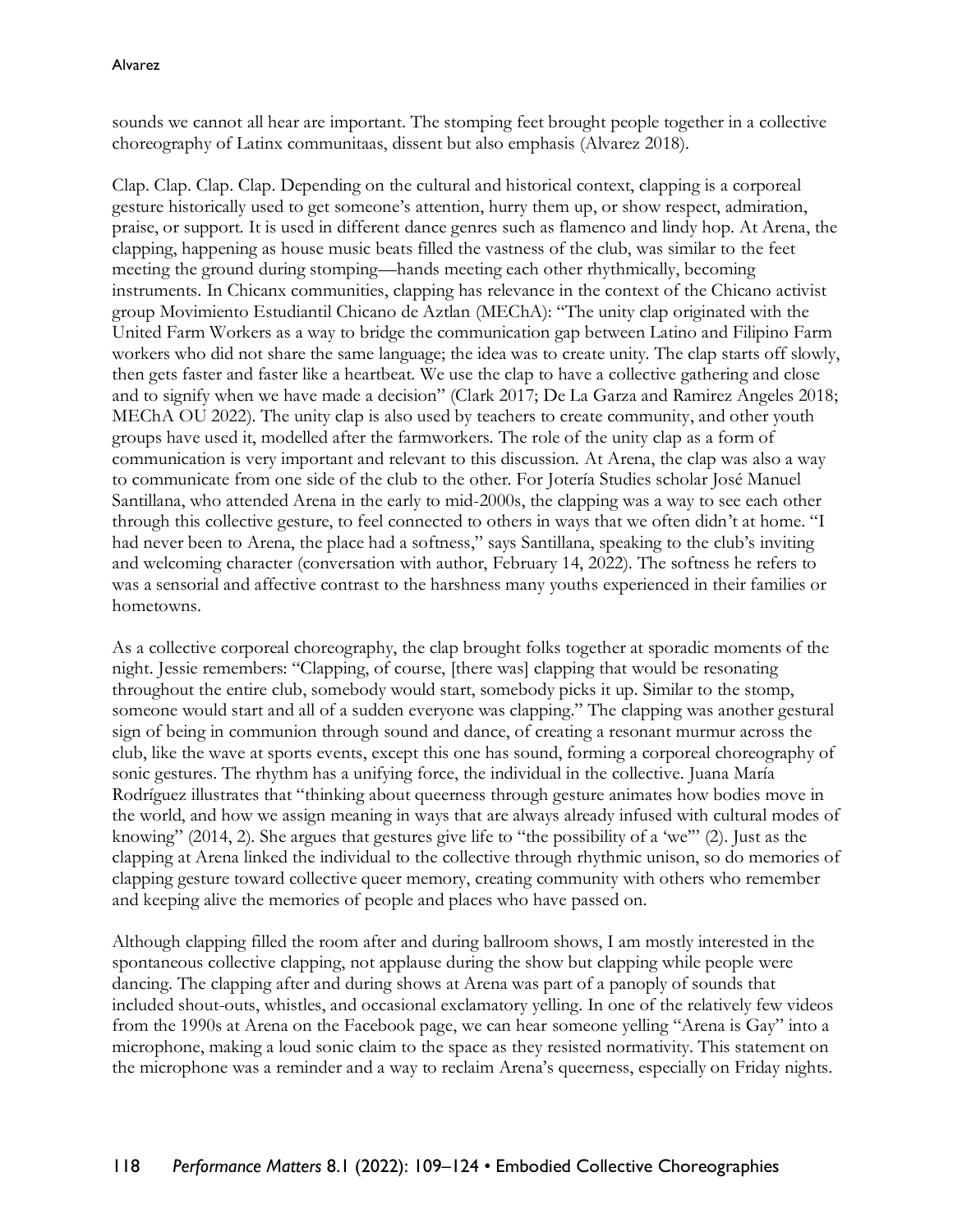sounds we cannot all hear are important. The stomping feet brought people together in a collective choreography of Latinx communitaas, dissent but also emphasis (Alvarez 2018).

Clap. Clap. Clap. Clap. Depending on the cultural and historical context, clapping is a corporeal gesture historically used to get someone's attention, hurry them up, or show respect, admiration, praise, or support. It is used in different dance genres such as flamenco and lindy hop. At Arena, the clapping, happening as house music beats filled the vastness of the club, was similar to the feet meeting the ground during stomping—hands meeting each other rhythmically, becoming instruments. In Chicanx communities, clapping has relevance in the context of the Chicano activist group Movimiento Estudiantil Chicano de Aztlan (MEChA): "The unity clap originated with the United Farm Workers as a way to bridge the communication gap between Latino and Filipino Farm workers who did not share the same language; the idea was to create unity. The clap starts off slowly, then gets faster and faster like a heartbeat. We use the clap to have a collective gathering and close and to signify when we have made a decision" (Clark 2017; De La Garza and Ramirez Angeles 2018; MEChA OU 2022). The unity clap is also used by teachers to create community, and other youth groups have used it, modelled after the farmworkers. The role of the unity clap as a form of communication is very important and relevant to this discussion. At Arena, the clap was also a way to communicate from one side of the club to the other. For Jotería Studies scholar José Manuel Santillana, who attended Arena in the early to mid-2000s, the clapping was a way to see each other through this collective gesture, to feel connected to others in ways that we often didn't at home. "I had never been to Arena, the place had a softness," says Santillana, speaking to the club's inviting and welcoming character (conversation with author, February 14, 2022). The softness he refers to was a sensorial and affective contrast to the harshness many youths experienced in their families or hometowns.

As a collective corporeal choreography, the clap brought folks together at sporadic moments of the night. Jessie remembers: "Clapping, of course, [there was] clapping that would be resonating throughout the entire club, somebody would start, somebody picks it up. Similar to the stomp, someone would start and all of a sudden everyone was clapping." The clapping was another gestural sign of being in communion through sound and dance, of creating a resonant murmur across the club, like the wave at sports events, except this one has sound, forming a corporeal choreography of sonic gestures. The rhythm has a unifying force, the individual in the collective. Juana María Rodríguez illustrates that "thinking about queerness through gesture animates how bodies move in the world, and how we assign meaning in ways that are always already infused with cultural modes of knowing" (2014, 2). She argues that gestures give life to "the possibility of a 'we'" (2). Just as the clapping at Arena linked the individual to the collective through rhythmic unison, so do memories of clapping gesture toward collective queer memory, creating community with others who remember and keeping alive the memories of people and places who have passed on.

Although clapping filled the room after and during ballroom shows, I am mostly interested in the spontaneous collective clapping, not applause during the show but clapping while people were dancing. The clapping after and during shows at Arena was part of a panoply of sounds that included shout-outs, whistles, and occasional exclamatory yelling. In one of the relatively few videos from the 1990s at Arena on the Facebook page, we can hear someone yelling "Arena is Gay" into a microphone, making a loud sonic claim to the space as they resisted normativity. This statement on the microphone was a reminder and a way to reclaim Arena's queerness, especially on Friday nights.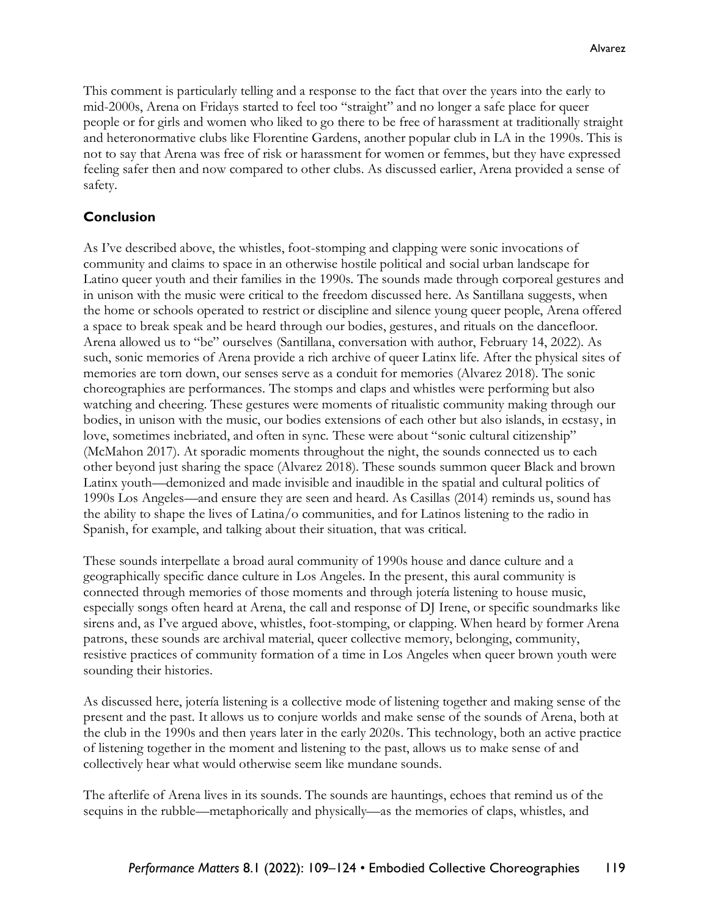This comment is particularly telling and a response to the fact that over the years into the early to mid-2000s, Arena on Fridays started to feel too "straight" and no longer a safe place for queer people or for girls and women who liked to go there to be free of harassment at traditionally straight and heteronormative clubs like Florentine Gardens, another popular club in LA in the 1990s. This is not to say that Arena was free of risk or harassment for women or femmes, but they have expressed feeling safer then and now compared to other clubs. As discussed earlier, Arena provided a sense of safety.

## Conclusion

As I've described above, the whistles, foot-stomping and clapping were sonic invocations of community and claims to space in an otherwise hostile political and social urban landscape for Latino queer youth and their families in the 1990s. The sounds made through corporeal gestures and in unison with the music were critical to the freedom discussed here. As Santillana suggests, when the home or schools operated to restrict or discipline and silence young queer people, Arena offered a space to break speak and be heard through our bodies, gestures, and rituals on the dancefloor. Arena allowed us to "be" ourselves (Santillana, conversation with author, February 14, 2022). As such, sonic memories of Arena provide a rich archive of queer Latinx life. After the physical sites of memories are torn down, our senses serve as a conduit for memories (Alvarez 2018). The sonic choreographies are performances. The stomps and claps and whistles were performing but also watching and cheering. These gestures were moments of ritualistic community making through our bodies, in unison with the music, our bodies extensions of each other but also islands, in ecstasy, in love, sometimes inebriated, and often in sync. These were about "sonic cultural citizenship" (McMahon 2017). At sporadic moments throughout the night, the sounds connected us to each other beyond just sharing the space (Alvarez 2018). These sounds summon queer Black and brown Latinx youth—demonized and made invisible and inaudible in the spatial and cultural politics of 1990s Los Angeles—and ensure they are seen and heard. As Casillas (2014) reminds us, sound has the ability to shape the lives of Latina/o communities, and for Latinos listening to the radio in Spanish, for example, and talking about their situation, that was critical.

These sounds interpellate a broad aural community of 1990s house and dance culture and a geographically specific dance culture in Los Angeles. In the present, this aural community is connected through memories of those moments and through jotería listening to house music, especially songs often heard at Arena, the call and response of DJ Irene, or specific soundmarks like sirens and, as I've argued above, whistles, foot-stomping, or clapping. When heard by former Arena patrons, these sounds are archival material, queer collective memory, belonging, community, resistive practices of community formation of a time in Los Angeles when queer brown youth were sounding their histories.

As discussed here, jotería listening is a collective mode of listening together and making sense of the present and the past. It allows us to conjure worlds and make sense of the sounds of Arena, both at the club in the 1990s and then years later in the early 2020s. This technology, both an active practice of listening together in the moment and listening to the past, allows us to make sense of and collectively hear what would otherwise seem like mundane sounds.

The afterlife of Arena lives in its sounds. The sounds are hauntings, echoes that remind us of the sequins in the rubble—metaphorically and physically—as the memories of claps, whistles, and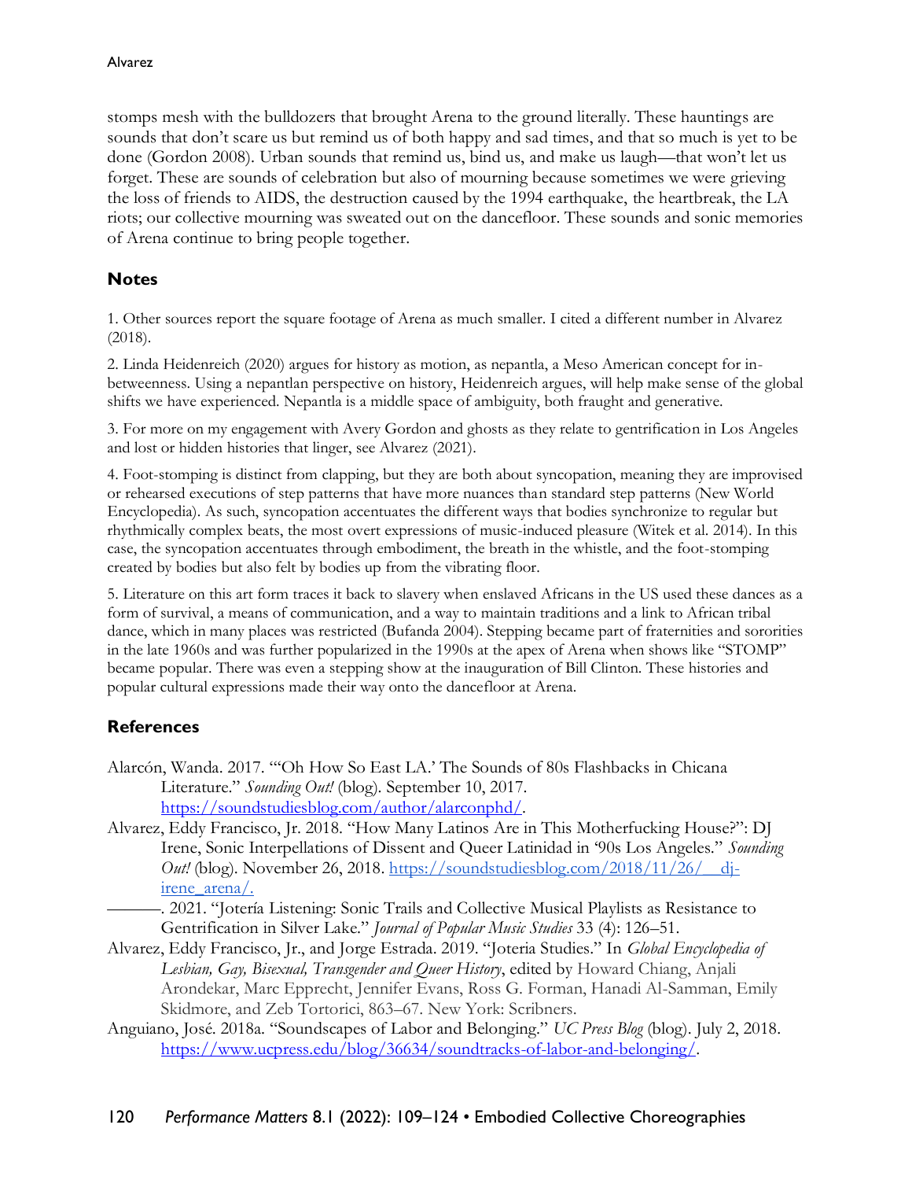stomps mesh with the bulldozers that brought Arena to the ground literally. These hauntings are sounds that don't scare us but remind us of both happy and sad times, and that so much is yet to be done (Gordon 2008). Urban sounds that remind us, bind us, and make us laugh—that won't let us forget. These are sounds of celebration but also of mourning because sometimes we were grieving the loss of friends to AIDS, the destruction caused by the 1994 earthquake, the heartbreak, the LA riots; our collective mourning was sweated out on the dancefloor. These sounds and sonic memories of Arena continue to bring people together.

## Notes

1. Other sources report the square footage of Arena as much smaller. I cited a different number in Alvarez (2018).

2. Linda Heidenreich (2020) argues for history as motion, as nepantla, a Meso American concept for in-betweenness. Using a nepantlan perspective on history, Heidenreich argues, will help make sense of the global shifts we have experienced. Nepantla is a middle space of ambiguity, both fraught and generative.

3. For more on my engagement with Avery Gordon and ghosts as they relate to gentrification in Los Angeles and lost or hidden histories that linger, see Alvarez (2021).

4. Foot-stomping is distinct from clapping, but they are both about syncopation, meaning they are improvised or rehearsed executions of step patterns that have more nuances than standard step patterns (New World Encyclopedia). As such, syncopation accentuates the different ways that bodies synchronize to regular but rhythmically complex beats, the most overt expressions of music-induced pleasure (Witek et al. 2014). In this case, the syncopation accentuates through embodiment, the breath in the whistle, and the foot-stomping created by bodies but also felt by bodies up from the vibrating floor.

5. Literature on this art form traces it back to slavery when enslaved Africans in the US used these dances as a form of survival, a means of communication, and a way to maintain traditions and a link to African tribal dance, which in many places was restricted (Bufanda 2004). Stepping became part of fraternities and sororities in the late 1960s and was further popularized in the 1990s at the apex of Arena when shows like "STOMP" became popular. There was even a stepping show at the inauguration of Bill Clinton. These histories and popular cultural expressions made their way onto the dancefloor at Arena.

## References

Alarcón, Wanda. 2017. "'Oh How So East LA.' The Sounds of 80s Flashbacks in Chicana Literature." *Sounding Out!* (blog). September 10, 2017. https://soundstudiesblog.com/author/alarconphd/.

Alvarez, Eddy Francisco, Jr. 2018. "How Many Latinos Are in This Motherfucking House?": DJ Irene, Sonic Interpellations of Dissent and Queer Latinidad in '90s Los Angeles." *Sounding Out!* (blog). November 26, 2018. https://soundstudiesblog.com/2018/11/26/__dj-irene_arena/.

———. 2021. "Jotería Listening: Sonic Trails and Collective Musical Playlists as Resistance to Gentrification in Silver Lake." *Journal of Popular Music Studies* 33 (4): 126–51.

Alvarez, Eddy Francisco, Jr., and Jorge Estrada. 2019. "Joteria Studies." In *Global Encyclopedia of Lesbian, Gay, Bisexual, Transgender and Queer History*, edited by Howard Chiang, Anjali Arondekar, Marc Epprecht, Jennifer Evans, Ross G. Forman, Hanadi Al-Samman, Emily Skidmore, and Zeb Tortorici, 863–67. New York: Scribners.

Anguiano, José. 2018a. "Soundscapes of Labor and Belonging." *UC Press Blog* (blog). July 2, 2018. https://www.ucpress.edu/blog/36634/soundtracks-of-labor-and-belonging/.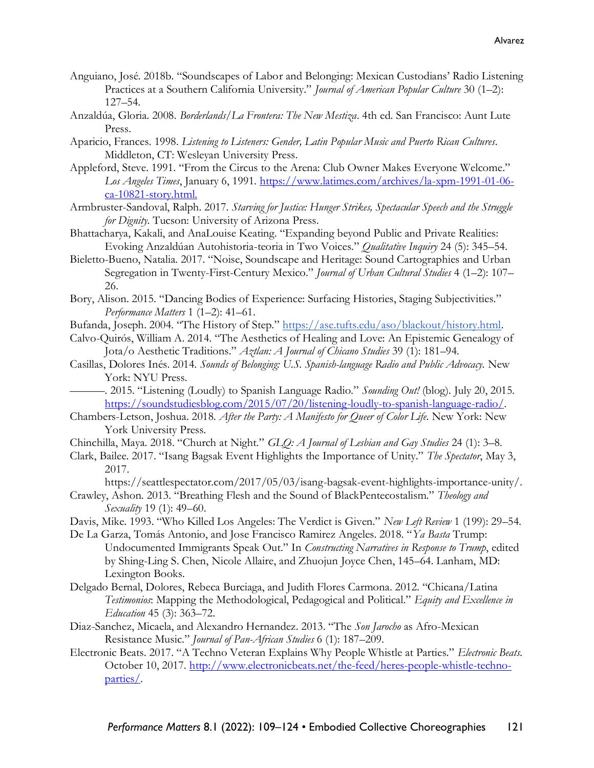Anguiano, José. 2018b. “Soundscapes of Labor and Belonging: Mexican Custodians’ Radio Listening Practices at a Southern California University.” *Journal of American Popular Culture* 30 (1–2): 127–54.

Anzaldúa, Gloria. 2008. *Borderlands/La Frontera: The New Mestiza*. 4th ed. San Francisco: Aunt Lute Press.

Aparicio, Frances. 1998. *Listening to Listeners: Gender, Latin Popular Music and Puerto Rican Cultures*. Middleton, CT: Wesleyan University Press.

Appleford, Steve. 1991. “From the Circus to the Arena: Club Owner Makes Everyone Welcome.” *Los Angeles Times*, January 6, 1991. https://www.latimes.com/archives/la-xpm-1991-01-06-ca-10821-story.html.

Armbruster-Sandoval, Ralph. 2017. *Starving for Justice: Hunger Strikes, Spectacular Speech and the Struggle for Dignity*. Tucson: University of Arizona Press.

Bhattacharya, Kakali, and AnaLouise Keating. “Expanding beyond Public and Private Realities: Evoking Anzaldúan Autohistoria-teoria in Two Voices.” *Qualitative Inquiry* 24 (5): 345–54.

Bieletto-Bueno, Natalia. 2017. “Noise, Soundscape and Heritage: Sound Cartographies and Urban Segregation in Twenty-First-Century Mexico.” *Journal of Urban Cultural Studies* 4 (1–2): 107–26.

Bory, Alison. 2015. “Dancing Bodies of Experience: Surfacing Histories, Staging Subjectivities.” *Performance Matters* 1 (1–2): 41–61.

Bufanda, Joseph. 2004. “The History of Step.” https://ase.tufts.edu/aso/blackout/history.html.

Calvo-Quirós, William A. 2014. “The Aesthetics of Healing and Love: An Epistemic Genealogy of Jota/o Aesthetic Traditions.” *Aztlan: A Journal of Chicano Studies* 39 (1): 181–94.

Casillas, Dolores Inés. 2014. *Sounds of Belonging: U.S. Spanish-language Radio and Public Advocacy.* New York: NYU Press.

———. 2015. “Listening (Loudly) to Spanish Language Radio.” *Sounding Out!* (blog). July 20, 2015. https://soundstudiesblog.com/2015/07/20/listening-loudly-to-spanish-language-radio/.

Chambers-Letson, Joshua. 2018. *After the Party: A Manifesto for Queer of Color Life*. New York: New York University Press.

Chinchilla, Maya. 2018. “Church at Night.” *GLQ: A Journal of Lesbian and Gay Studies* 24 (1): 3–8.

Clark, Bailee. 2017. “Isang Bagsak Event Highlights the Importance of Unity.” *The Spectator*, May 3, 2017. https://seattlespectator.com/2017/05/03/isang-bagsak-event-highlights-importance-unity/.

Crawley, Ashon. 2013. “Breathing Flesh and the Sound of BlackPentecostalism.” *Theology and Sexuality* 19 (1): 49–60.

Davis, Mike. 1993. “Who Killed Los Angeles: The Verdict is Given.” *New Left Review* 1 (199): 29–54.

De La Garza, Tomás Antonio, and Jose Francisco Ramirez Angeles. 2018. “*Ya Basta* Trump: Undocumented Immigrants Speak Out.” In *Constructing Narratives in Response to Trump*, edited by Shing-Ling S. Chen, Nicole Allaire, and Zhuojun Joyce Chen, 145–64. Lanham, MD: Lexington Books.

Delgado Bernal, Dolores, Rebeca Burciaga, and Judith Flores Carmona. 2012. “Chicana/Latina *Testimonios*: Mapping the Methodological, Pedagogical and Political.” *Equity and Excellence in Education* 45 (3): 363–72.

Diaz-Sanchez, Micaela, and Alexandro Hernandez. 2013. “The *Son Jarocho* as Afro-Mexican Resistance Music.” *Journal of Pan-African Studies* 6 (1): 187–209.

Electronic Beats. 2017. “A Techno Veteran Explains Why People Whistle at Parties.” *Electronic Beats*. October 10, 2017. http://www.electronicbeats.net/the-feed/heres-people-whistle-techno-parties/.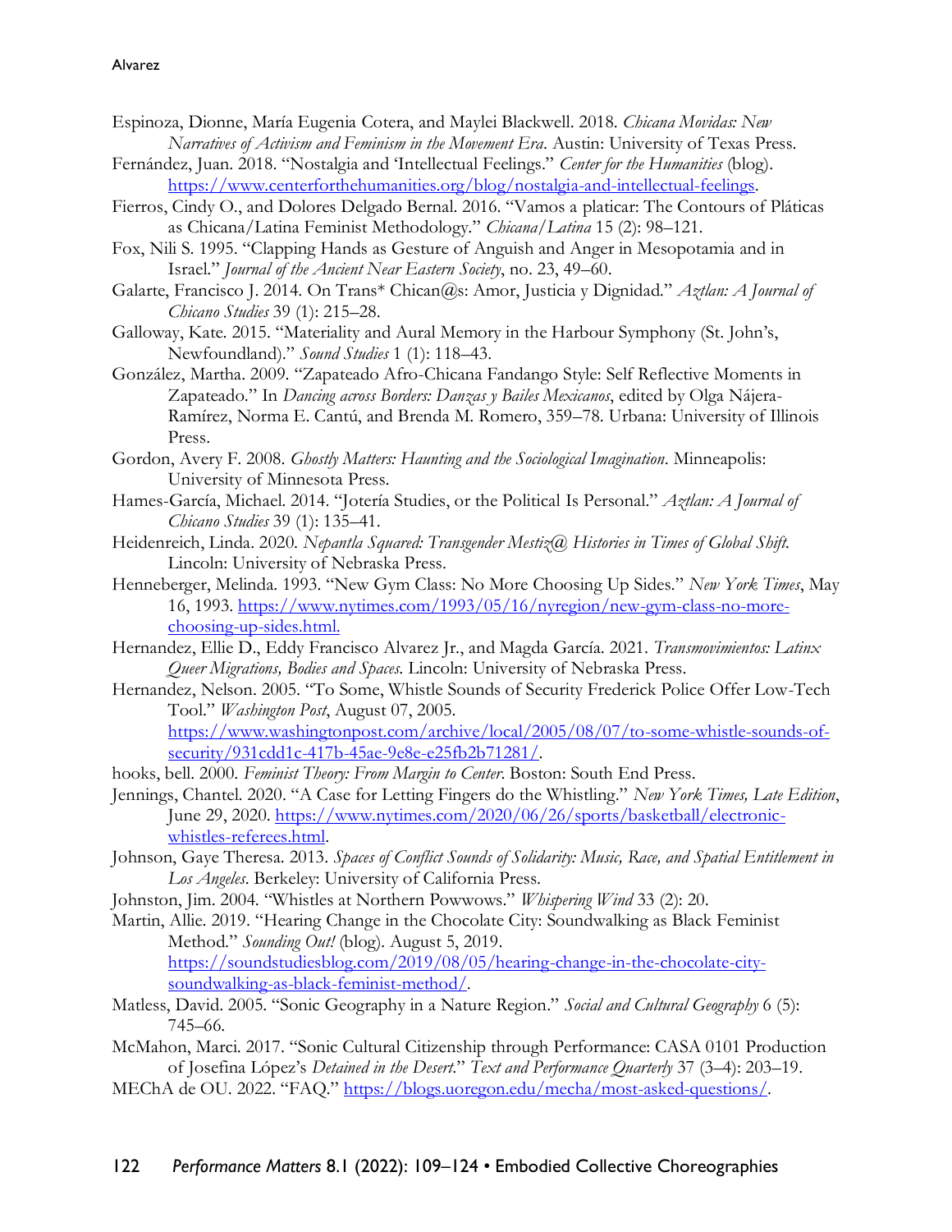Espinoza, Dionne, María Eugenia Cotera, and Maylei Blackwell. 2018. *Chicana Movidas: New Narratives of Activism and Feminism in the Movement Era*. Austin: University of Texas Press.

Fernández, Juan. 2018. "Nostalgia and 'Intellectual Feelings." *Center for the Humanities* (blog). https://www.centerforthehumanities.org/blog/nostalgia-and-intellectual-feelings.

Fierros, Cindy O., and Dolores Delgado Bernal. 2016. "Vamos a platicar: The Contours of Pláticas as Chicana/Latina Feminist Methodology." *Chicana/Latina* 15 (2): 98–121.

Fox, Nili S. 1995. "Clapping Hands as Gesture of Anguish and Anger in Mesopotamia and in Israel." *Journal of the Ancient Near Eastern Society*, no. 23, 49–60.

Galarte, Francisco J. 2014. On Trans* Chican@s: Amor, Justicia y Dignidad." *Aztlan: A Journal of Chicano Studies* 39 (1): 215–28.

Galloway, Kate. 2015. "Materiality and Aural Memory in the Harbour Symphony (St. John's, Newfoundland)." *Sound Studies* 1 (1): 118–43.

González, Martha. 2009. "Zapateado Afro-Chicana Fandango Style: Self Reflective Moments in Zapateado." In *Dancing across Borders: Danzas y Bailes Mexicanos*, edited by Olga Nájera-Ramírez, Norma E. Cantú, and Brenda M. Romero, 359–78. Urbana: University of Illinois Press.

Gordon, Avery F. 2008. *Ghostly Matters: Haunting and the Sociological Imagination*. Minneapolis: University of Minnesota Press.

Hames-García, Michael. 2014. "Jotería Studies, or the Political Is Personal." *Aztlan: A Journal of Chicano Studies* 39 (1): 135–41.

Heidenreich, Linda. 2020. *Nepantla Squared: Transgender Mestiz@ Histories in Times of Global Shift*. Lincoln: University of Nebraska Press.

Henneberger, Melinda. 1993. "New Gym Class: No More Choosing Up Sides." *New York Times*, May 16, 1993. https://www.nytimes.com/1993/05/16/nyregion/new-gym-class-no-more-choosing-up-sides.html.

Hernandez, Ellie D., Eddy Francisco Alvarez Jr., and Magda García. 2021. *Transmovimientos: Latinx Queer Migrations, Bodies and Spaces*. Lincoln: University of Nebraska Press.

Hernandez, Nelson. 2005. "To Some, Whistle Sounds of Security Frederick Police Offer Low-Tech Tool." *Washington Post*, August 07, 2005. https://www.washingtonpost.com/archive/local/2005/08/07/to-some-whistle-sounds-of-security/931cdd1c-417b-45ae-9e8e-e25fb2b71281/.

hooks, bell. 2000. *Feminist Theory: From Margin to Center*. Boston: South End Press.

Jennings, Chantel. 2020. "A Case for Letting Fingers do the Whistling." *New York Times, Late Edition*, June 29, 2020. https://www.nytimes.com/2020/06/26/sports/basketball/electronic-whistles-referees.html.

Johnson, Gaye Theresa. 2013. *Spaces of Conflict Sounds of Solidarity: Music, Race, and Spatial Entitlement in Los Angeles*. Berkeley: University of California Press.

Johnston, Jim. 2004. "Whistles at Northern Powwows." *Whispering Wind* 33 (2): 20.

Martin, Allie. 2019. "Hearing Change in the Chocolate City: Soundwalking as Black Feminist Method." *Sounding Out!* (blog). August 5, 2019. https://soundstudiesblog.com/2019/08/05/hearing-change-in-the-chocolate-city-soundwalking-as-black-feminist-method/.

Matless, David. 2005. "Sonic Geography in a Nature Region." *Social and Cultural Geography* 6 (5): 745–66.

McMahon, Marci. 2017. "Sonic Cultural Citizenship through Performance: CASA 0101 Production of Josefina López's *Detained in the Desert*." *Text and Performance Quarterly* 37 (3–4): 203–19.

MEChA de OU. 2022. "FAQ." https://blogs.uoregon.edu/mecha/most-asked-questions/.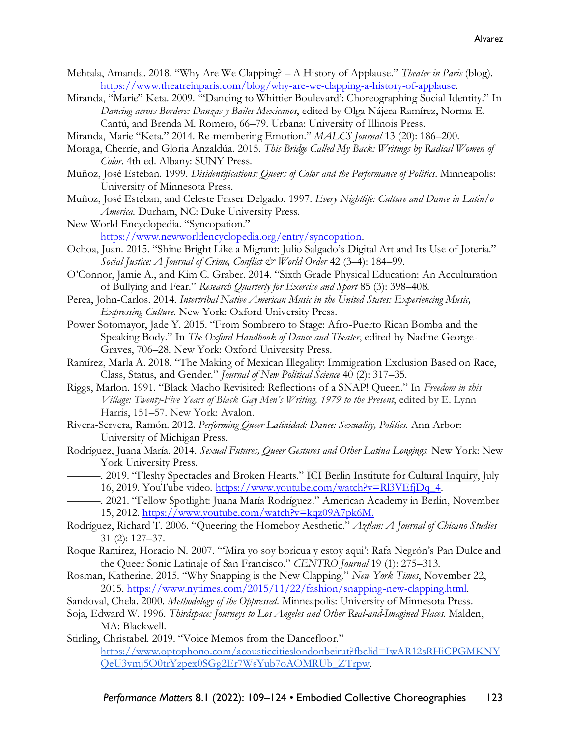Mehtala, Amanda. 2018. "Why Are We Clapping? – A History of Applause." *Theater in Paris* (blog). https://www.theatreinparis.com/blog/why-are-we-clapping-a-history-of-applause.

Miranda, "Marie" Keta. 2009. "'Dancing to Whittier Boulevard': Choreographing Social Identity." In *Dancing across Borders: Danzas y Bailes Mexicanos*, edited by Olga Nájera-Ramírez, Norma E. Cantú, and Brenda M. Romero, 66–79. Urbana: University of Illinois Press.

Miranda, Marie "Keta." 2014. Re-membering Emotion." *MALCS Journal* 13 (20): 186–200.

Moraga, Cherríe, and Gloria Anzaldúa. 2015. *This Bridge Called My Back: Writings by Radical Women of Color*. 4th ed. Albany: SUNY Press.

Muñoz, José Esteban. 1999. *Disidentifications: Queers of Color and the Performance of Politics*. Minneapolis: University of Minnesota Press.

Muñoz, José Esteban, and Celeste Fraser Delgado. 1997. *Every Nightlife: Culture and Dance in Latin/o America*. Durham, NC: Duke University Press.

New World Encyclopedia. "Syncopation." https://www.newworldencyclopedia.org/entry/syncopation.

Ochoa, Juan. 2015. "Shine Bright Like a Migrant: Julio Salgado's Digital Art and Its Use of Joteria." *Social Justice: A Journal of Crime, Conflict & World Order* 42 (3–4): 184–99.

O'Connor, Jamie A., and Kim C. Graber. 2014. "Sixth Grade Physical Education: An Acculturation of Bullying and Fear." *Research Quarterly for Exercise and Sport* 85 (3): 398–408.

Perea, John-Carlos. 2014. *Intertribal Native American Music in the United States: Experiencing Music, Expressing Culture*. New York: Oxford University Press.

Power Sotomayor, Jade Y. 2015. "From Sombrero to Stage: Afro-Puerto Rican Bomba and the Speaking Body." In *The Oxford Handbook of Dance and Theater*, edited by Nadine George-Graves, 706–28. New York: Oxford University Press.

Ramírez, Marla A. 2018. "The Making of Mexican Illegality: Immigration Exclusion Based on Race, Class, Status, and Gender." *Journal of New Political Science* 40 (2): 317–35.

Riggs, Marlon. 1991. "Black Macho Revisited: Reflections of a SNAP! Queen." In *Freedom in this Village: Twenty-Five Years of Black Gay Men's Writing, 1979 to the Present*, edited by E. Lynn Harris, 151–57. New York: Avalon.

Rivera-Servera, Ramón. 2012. *Performing Queer Latinidad: Dance: Sexuality, Politics.* Ann Arbor: University of Michigan Press.

Rodríguez, Juana María. 2014. *Sexual Futures, Queer Gestures and Other Latina Longings.* New York: New York University Press.

———. 2019. "Fleshy Spectacles and Broken Hearts." ICI Berlin Institute for Cultural Inquiry, July 16, 2019. YouTube video. https://www.youtube.com/watch?v=Rl3VEfjDq_4.

———. 2021. "Fellow Spotlight: Juana María Rodríguez." American Academy in Berlin, November 15, 2012. https://www.youtube.com/watch?v=kqz09A7pk6M.

Rodríguez, Richard T. 2006. "Queering the Homeboy Aesthetic." *Aztlán: A Journal of Chicano Studies* 31 (2): 127–37.

Roque Ramirez, Horacio N. 2007. "'Mira yo soy boricua y estoy aquí': Rafa Negrón's Pan Dulce and the Queer Sonic Latinaje of San Francisco." *CENTRO Journal* 19 (1): 275–313.

Rosman, Katherine. 2015. "Why Snapping is the New Clapping." *New York Times*, November 22, 2015. https://www.nytimes.com/2015/11/22/fashion/snapping-new-clapping.html.

Sandoval, Chela. 2000. *Methodology of the Oppressed*. Minneapolis: University of Minnesota Press.

Soja, Edward W. 1996. *Thirdspace: Journeys to Los Angeles and Other Real-and-Imagined Places.* Malden, MA: Blackwell.

Stirling, Christabel. 2019. "Voice Memos from the Dancefloor." https://www.optophono.com/acousticcitieslondonbeirut?fbclid=IwAR12sRHiCPGMKNYQeU3vmj5O0trYzpex0SGg2Er7WsYub7oAOMRUb_ZTrpw.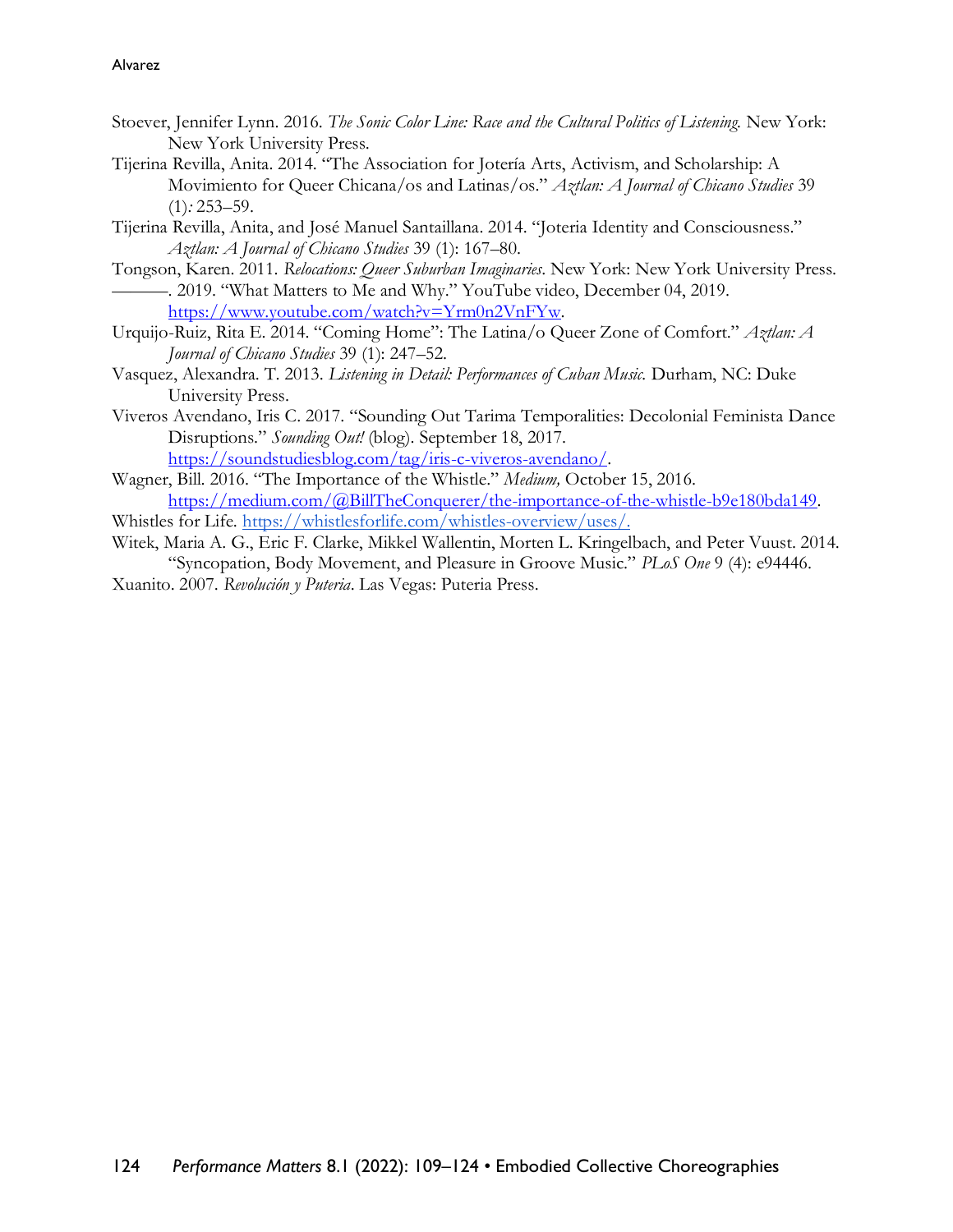Stoever, Jennifer Lynn. 2016. *The Sonic Color Line: Race and the Cultural Politics of Listening.* New York: New York University Press.

Tijerina Revilla, Anita. 2014. "The Association for Jotería Arts, Activism, and Scholarship: A Movimiento for Queer Chicana/os and Latinas/os." *Aztlan: A Journal of Chicano Studies* 39 (1)*:* 253–59.

Tijerina Revilla, Anita, and José Manuel Santaillana. 2014. "Joteria Identity and Consciousness." *Aztlan: A Journal of Chicano Studies* 39 (1): 167–80.

Tongson, Karen. 2011. *Relocations: Queer Suburban Imaginaries.* New York: New York University Press.

———. 2019. "What Matters to Me and Why." YouTube video, December 04, 2019. https://www.youtube.com/watch?v=Yrm0n2VnFYw.

Urquijo-Ruiz, Rita E. 2014. "Coming Home": The Latina/o Queer Zone of Comfort." *Aztlan: A Journal of Chicano Studies* 39 (1): 247–52.

Vasquez, Alexandra. T. 2013. *Listening in Detail: Performances of Cuban Music.* Durham, NC: Duke University Press.

Viveros Avendano, Iris C. 2017. "Sounding Out Tarima Temporalities: Decolonial Feminista Dance Disruptions." *Sounding Out!* (blog). September 18, 2017. https://soundstudiesblog.com/tag/iris-c-viveros-avendano/.

Wagner, Bill. 2016. "The Importance of the Whistle." *Medium,* October 15, 2016. https://medium.com/@BillTheConquerer/the-importance-of-the-whistle-b9e180bda149.

Whistles for Life. https://whistlesforlife.com/whistles-overview/uses/.

Witek, Maria A. G., Eric F. Clarke, Mikkel Wallentin, Morten L. Kringelbach, and Peter Vuust. 2014. "Syncopation, Body Movement, and Pleasure in Groove Music." *PLoS One* 9 (4): e94446.

Xuanito. 2007. *Revolución y Puteria*. Las Vegas: Puteria Press.